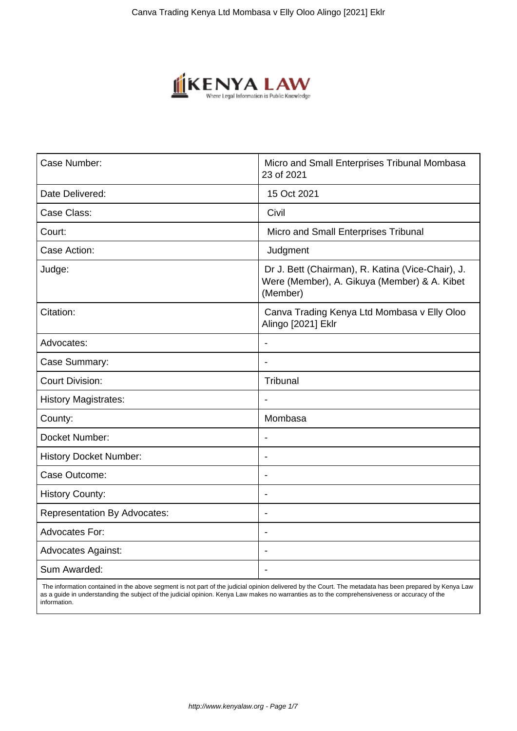| Case Number: | Micro and Small Enterprises Tribunal Mombasa 23 of 2021 |
|---|---|
| Date Delivered: | 15 Oct 2021 |
| Case Class: | Civil |
| Court: | Micro and Small Enterprises Tribunal |
| Case Action: | Judgment |
| Judge: | Dr J. Bett (Chairman), R. Katina (Vice-Chair), J. Were (Member), A. Gikuya (Member) & A. Kibet (Member) |
| Citation: | Canva Trading Kenya Ltd Mombasa v Elly Oloo Alingo [2021] Eklr |
| Advocates: | - |
| Case Summary: | - |
| Court Division: | Tribunal |
| History Magistrates: | - |
| County: | Mombasa |
| Docket Number: | - |
| History Docket Number: | - |
| Case Outcome: | - |
| History County: | - |
| Representation By Advocates: | - |
| Advocates For: | - |
| Advocates Against: | - |
| Sum Awarded: | - |

The information contained in the above segment is not part of the judicial opinion delivered by the Court. The metadata has been prepared by Kenya Law as a guide in understanding the subject of the judicial opinion. Kenya Law makes no warranties as to the comprehensiveness or accuracy of the information.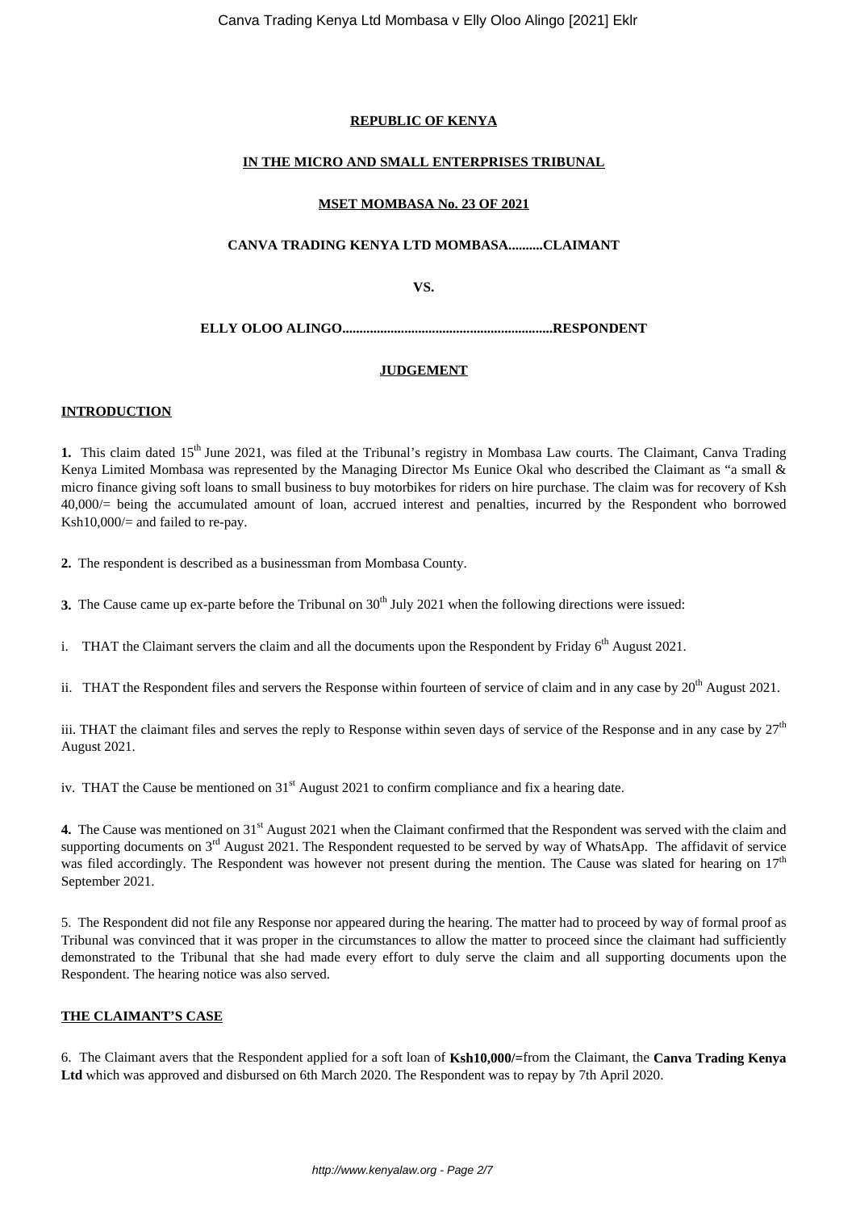**REPUBLIC OF KENYA**

**IN THE MICRO AND SMALL ENTERPRISES TRIBUNAL**

**MSET MOMBASA No. 23 OF 2021**

**CANVA TRADING KENYA LTD MOMBASA..........CLAIMANT**

**VS.**

**ELLY OLOO ALINGO............................................................RESPONDENT**

**JUDGEMENT**

**INTRODUCTION**

**1.** This claim dated 15th June 2021, was filed at the Tribunal's registry in Mombasa Law courts. The Claimant, Canva Trading Kenya Limited Mombasa was represented by the Managing Director Ms Eunice Okal who described the Claimant as "a small & micro finance giving soft loans to small business to buy motorbikes for riders on hire purchase. The claim was for recovery of Ksh 40,000/= being the accumulated amount of loan, accrued interest and penalties, incurred by the Respondent who borrowed Ksh10,000/= and failed to re-pay.

**2.** The respondent is described as a businessman from Mombasa County.

**3.** The Cause came up ex-parte before the Tribunal on 30th July 2021 when the following directions were issued:

i. THAT the Claimant servers the claim and all the documents upon the Respondent by Friday 6th August 2021.

ii. THAT the Respondent files and servers the Response within fourteen of service of claim and in any case by 20th August 2021.

iii. THAT the claimant files and serves the reply to Response within seven days of service of the Response and in any case by 27th August 2021.

iv. THAT the Cause be mentioned on 31st August 2021 to confirm compliance and fix a hearing date.

**4.** The Cause was mentioned on 31st August 2021 when the Claimant confirmed that the Respondent was served with the claim and supporting documents on 3rd August 2021. The Respondent requested to be served by way of WhatsApp. The affidavit of service was filed accordingly. The Respondent was however not present during the mention. The Cause was slated for hearing on 17th September 2021.

5. The Respondent did not file any Response nor appeared during the hearing. The matter had to proceed by way of formal proof as Tribunal was convinced that it was proper in the circumstances to allow the matter to proceed since the claimant had sufficiently demonstrated to the Tribunal that she had made every effort to duly serve the claim and all supporting documents upon the Respondent. The hearing notice was also served.

**THE CLAIMANT'S CASE**

6. The Claimant avers that the Respondent applied for a soft loan of **Ksh10,000/=**from the Claimant, the **Canva Trading Kenya Ltd** which was approved and disbursed on 6th March 2020. The Respondent was to repay by 7th April 2020.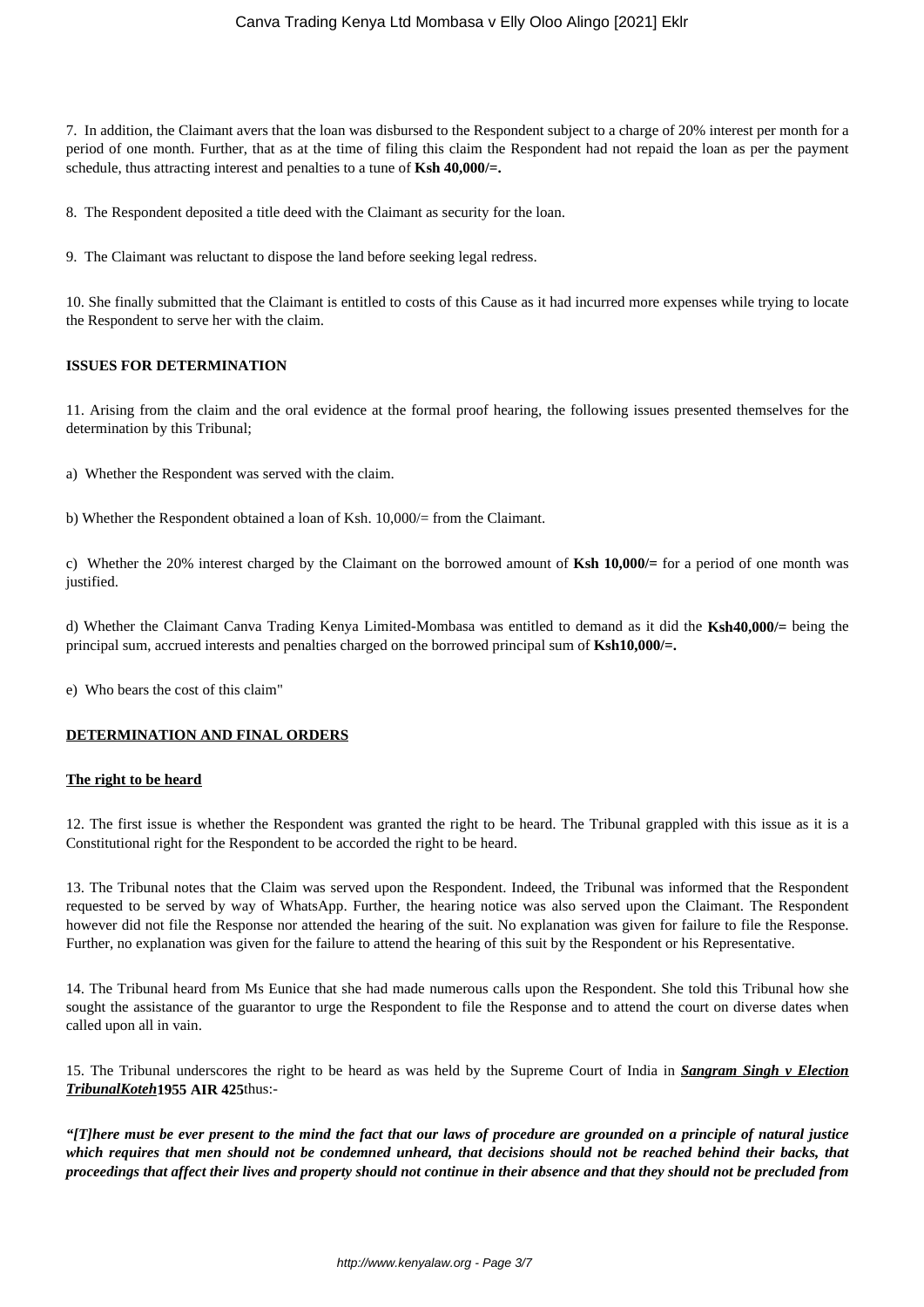7. In addition, the Claimant avers that the loan was disbursed to the Respondent subject to a charge of 20% interest per month for a period of one month. Further, that as at the time of filing this claim the Respondent had not repaid the loan as per the payment schedule, thus attracting interest and penalties to a tune of **Ksh 40,000/=.**

8. The Respondent deposited a title deed with the Claimant as security for the loan.

9. The Claimant was reluctant to dispose the land before seeking legal redress.

10. She finally submitted that the Claimant is entitled to costs of this Cause as it had incurred more expenses while trying to locate the Respondent to serve her with the claim.

**ISSUES FOR DETERMINATION**

11. Arising from the claim and the oral evidence at the formal proof hearing, the following issues presented themselves for the determination by this Tribunal;

a) Whether the Respondent was served with the claim.

b) Whether the Respondent obtained a loan of Ksh. 10,000/= from the Claimant.

c) Whether the 20% interest charged by the Claimant on the borrowed amount of **Ksh 10,000/=** for a period of one month was justified.

d) Whether the Claimant Canva Trading Kenya Limited-Mombasa was entitled to demand as it did the **Ksh40,000/=** being the principal sum, accrued interests and penalties charged on the borrowed principal sum of **Ksh10,000/=.**

e) Who bears the cost of this claim"

**DETERMINATION AND FINAL ORDERS**

**The right to be heard**

12. The first issue is whether the Respondent was granted the right to be heard. The Tribunal grappled with this issue as it is a Constitutional right for the Respondent to be accorded the right to be heard.

13. The Tribunal notes that the Claim was served upon the Respondent. Indeed, the Tribunal was informed that the Respondent requested to be served by way of WhatsApp. Further, the hearing notice was also served upon the Claimant. The Respondent however did not file the Response nor attended the hearing of the suit. No explanation was given for failure to file the Response. Further, no explanation was given for the failure to attend the hearing of this suit by the Respondent or his Representative.

14. The Tribunal heard from Ms Eunice that she had made numerous calls upon the Respondent. She told this Tribunal how she sought the assistance of the guarantor to urge the Respondent to file the Response and to attend the court on diverse dates when called upon all in vain.

15. The Tribunal underscores the right to be heard as was held by the Supreme Court of India in ***Sangram Singh v Election TribunalKoteh*** **1955 AIR 425** thus:-

***"[T]here must be ever present to the mind the fact that our laws of procedure are grounded on a principle of natural justice which requires that men should not be condemned unheard, that decisions should not be reached behind their backs, that proceedings that affect their lives and property should not continue in their absence and that they should not be precluded from***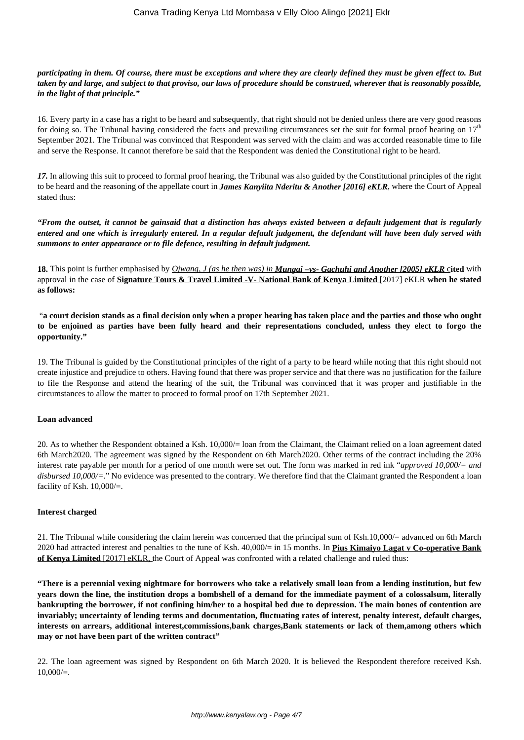***participating in them. Of course, there must be exceptions and where they are clearly defined they must be given effect to. But taken by and large, and subject to that proviso, our laws of procedure should be construed, wherever that is reasonably possible, in the light of that principle."***

16. Every party in a case has a right to be heard and subsequently, that right should not be denied unless there are very good reasons for doing so. The Tribunal having considered the facts and prevailing circumstances set the suit for formal proof hearing on 17th September 2021. The Tribunal was convinced that Respondent was served with the claim and was accorded reasonable time to file and serve the Response. It cannot therefore be said that the Respondent was denied the Constitutional right to be heard.

***17.*** In allowing this suit to proceed to formal proof hearing, the Tribunal was also guided by the Constitutional principles of the right to be heard and the reasoning of the appellate court in ***James Kanyiita Nderitu & Another [2016] eKLR***, where the Court of Appeal stated thus:

***"From the outset, it cannot be gainsaid that a distinction has always existed between a default judgement that is regularly entered and one which is irregularly entered. In a regular default judgement, the defendant will have been duly served with summons to enter appearance or to file defence, resulting in default judgment.***

**18.** This point is further emphasised by *Ojwang, J (as he then was) in **Mungai –vs- Gachuhi and Another [2005] eKLR*** **cited** with approval in the case of **Signature Tours & Travel Limited -V- National Bank of Kenya Limited** [2017] eKLR **when he stated as follows:**

**"a court decision stands as a final decision only when a proper hearing has taken place and the parties and those who ought to be enjoined as parties have been fully heard and their representations concluded, unless they elect to forgo the opportunity."**

19. The Tribunal is guided by the Constitutional principles of the right of a party to be heard while noting that this right should not create injustice and prejudice to others. Having found that there was proper service and that there was no justification for the failure to file the Response and attend the hearing of the suit, the Tribunal was convinced that it was proper and justifiable in the circumstances to allow the matter to proceed to formal proof on 17th September 2021.

**Loan advanced**

20. As to whether the Respondent obtained a Ksh. 10,000/= loan from the Claimant, the Claimant relied on a loan agreement dated 6th March2020. The agreement was signed by the Respondent on 6th March2020. Other terms of the contract including the 20% interest rate payable per month for a period of one month were set out. The form was marked in red ink "*approved 10,000/= and disbursed 10,000/=.*" No evidence was presented to the contrary. We therefore find that the Claimant granted the Respondent a loan facility of Ksh. 10,000/=.

**Interest charged**

21. The Tribunal while considering the claim herein was concerned that the principal sum of Ksh.10,000/= advanced on 6th March 2020 had attracted interest and penalties to the tune of Ksh. 40,000/= in 15 months. In **Pius Kimaiyo Lagat v Co-operative Bank of Kenya Limited** [2017] eKLR, the Court of Appeal was confronted with a related challenge and ruled thus:

**"There is a perennial vexing nightmare for borrowers who take a relatively small loan from a lending institution, but few years down the line, the institution drops a bombshell of a demand for the immediate payment of a colossalsum, literally bankrupting the borrower, if not confining him/her to a hospital bed due to depression. The main bones of contention are invariably; uncertainty of lending terms and documentation, fluctuating rates of interest, penalty interest, default charges, interests on arrears, additional interest,commissions,bank charges,Bank statements or lack of them,among others which may or not have been part of the written contract"**

22. The loan agreement was signed by Respondent on 6th March 2020. It is believed the Respondent therefore received Ksh. 10,000/=.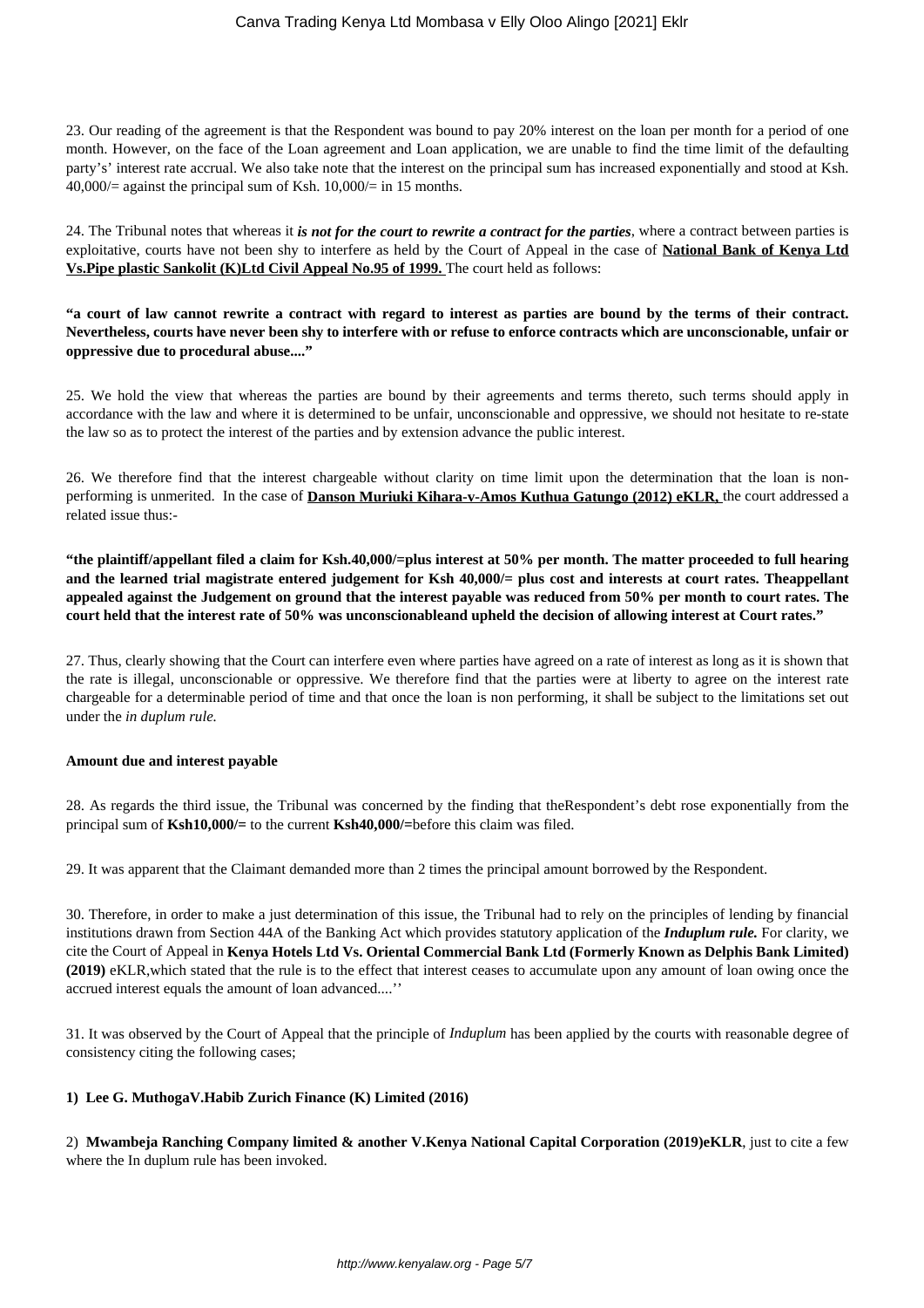23. Our reading of the agreement is that the Respondent was bound to pay 20% interest on the loan per month for a period of one month. However, on the face of the Loan agreement and Loan application, we are unable to find the time limit of the defaulting party's' interest rate accrual. We also take note that the interest on the principal sum has increased exponentially and stood at Ksh. 40,000/= against the principal sum of Ksh. 10,000/= in 15 months.

24. The Tribunal notes that whereas it ***is not for the court to rewrite a contract for the parties***, where a contract between parties is exploitative, courts have not been shy to interfere as held by the Court of Appeal in the case of **National Bank of Kenya Ltd Vs.Pipe plastic Sankolit (K)Ltd Civil Appeal No.95 of 1999.** The court held as follows:

**"a court of law cannot rewrite a contract with regard to interest as parties are bound by the terms of their contract. Nevertheless, courts have never been shy to interfere with or refuse to enforce contracts which are unconscionable, unfair or oppressive due to procedural abuse...."**

25. We hold the view that whereas the parties are bound by their agreements and terms thereto, such terms should apply in accordance with the law and where it is determined to be unfair, unconscionable and oppressive, we should not hesitate to re-state the law so as to protect the interest of the parties and by extension advance the public interest.

26. We therefore find that the interest chargeable without clarity on time limit upon the determination that the loan is non-performing is unmerited. In the case of **Danson Muriuki Kihara-v-Amos Kuthua Gatungo (2012) eKLR,** the court addressed a related issue thus:-

**"the plaintiff/appellant filed a claim for Ksh.40,000/=plus interest at 50% per month. The matter proceeded to full hearing and the learned trial magistrate entered judgement for Ksh 40,000/= plus cost and interests at court rates. Theappellant appealed against the Judgement on ground that the interest payable was reduced from 50% per month to court rates. The court held that the interest rate of 50% was unconscionableand upheld the decision of allowing interest at Court rates."**

27. Thus, clearly showing that the Court can interfere even where parties have agreed on a rate of interest as long as it is shown that the rate is illegal, unconscionable or oppressive. We therefore find that the parties were at liberty to agree on the interest rate chargeable for a determinable period of time and that once the loan is non performing, it shall be subject to the limitations set out under the *in duplum rule.*

**Amount due and interest payable**

28. As regards the third issue, the Tribunal was concerned by the finding that theRespondent's debt rose exponentially from the principal sum of **Ksh10,000/=** to the current **Ksh40,000/=**before this claim was filed.

29. It was apparent that the Claimant demanded more than 2 times the principal amount borrowed by the Respondent.

30. Therefore, in order to make a just determination of this issue, the Tribunal had to rely on the principles of lending by financial institutions drawn from Section 44A of the Banking Act which provides statutory application of the ***Induplum rule.*** For clarity, we cite the Court of Appeal in **Kenya Hotels Ltd Vs. Oriental Commercial Bank Ltd (Formerly Known as Delphis Bank Limited) (2019)** eKLR,which stated that the rule is to the effect that interest ceases to accumulate upon any amount of loan owing once the accrued interest equals the amount of loan advanced....''

31. It was observed by the Court of Appeal that the principle of *Induplum* has been applied by the courts with reasonable degree of consistency citing the following cases;

**1) Lee G. MuthogaV.Habib Zurich Finance (K) Limited (2016)**

2) **Mwambeja Ranching Company limited & another V.Kenya National Capital Corporation (2019)eKLR**, just to cite a few where the In duplum rule has been invoked.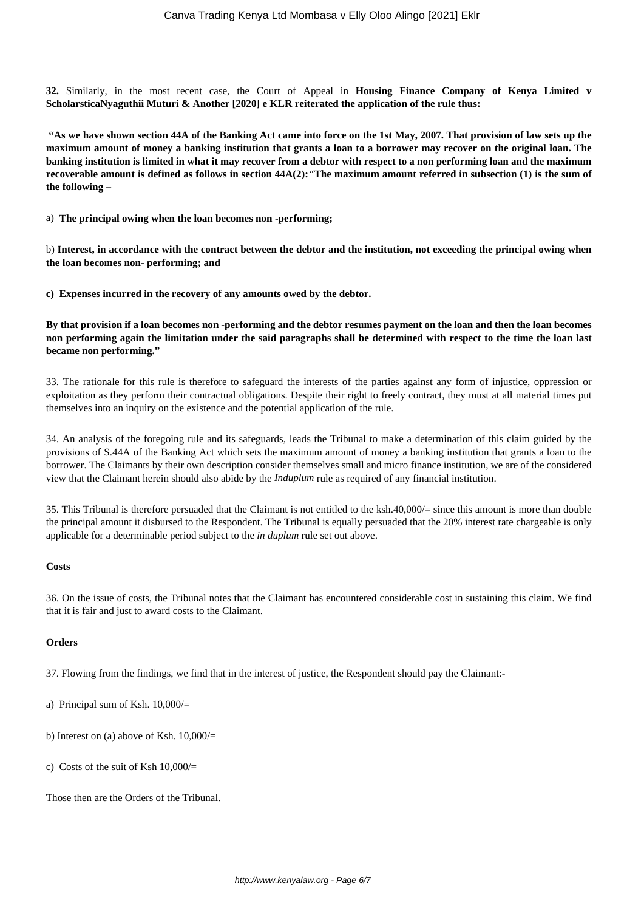**32.** Similarly, in the most recent case, the Court of Appeal in **Housing Finance Company of Kenya Limited v ScholarsticaNyaguthii Muturi & Another [2020] e KLR reiterated the application of the rule thus:**

**"As we have shown section 44A of the Banking Act came into force on the 1st May, 2007. That provision of law sets up the maximum amount of money a banking institution that grants a loan to a borrower may recover on the original loan. The banking institution is limited in what it may recover from a debtor with respect to a non performing loan and the maximum recoverable amount is defined as follows in section 44A(2):**"**The maximum amount referred in subsection (1) is the sum of the following –**

a) **The principal owing when the loan becomes non -performing;**

b) **Interest, in accordance with the contract between the debtor and the institution, not exceeding the principal owing when the loan becomes non- performing; and**

**c) Expenses incurred in the recovery of any amounts owed by the debtor.**

**By that provision if a loan becomes non -performing and the debtor resumes payment on the loan and then the loan becomes non performing again the limitation under the said paragraphs shall be determined with respect to the time the loan last became non performing."**

33. The rationale for this rule is therefore to safeguard the interests of the parties against any form of injustice, oppression or exploitation as they perform their contractual obligations. Despite their right to freely contract, they must at all material times put themselves into an inquiry on the existence and the potential application of the rule.

34. An analysis of the foregoing rule and its safeguards, leads the Tribunal to make a determination of this claim guided by the provisions of S.44A of the Banking Act which sets the maximum amount of money a banking institution that grants a loan to the borrower. The Claimants by their own description consider themselves small and micro finance institution, we are of the considered view that the Claimant herein should also abide by the *Induplum* rule as required of any financial institution.

35. This Tribunal is therefore persuaded that the Claimant is not entitled to the ksh.40,000/= since this amount is more than double the principal amount it disbursed to the Respondent. The Tribunal is equally persuaded that the 20% interest rate chargeable is only applicable for a determinable period subject to the *in duplum* rule set out above.

**Costs**

36. On the issue of costs, the Tribunal notes that the Claimant has encountered considerable cost in sustaining this claim. We find that it is fair and just to award costs to the Claimant.

**Orders**

37. Flowing from the findings, we find that in the interest of justice, the Respondent should pay the Claimant:-

a) Principal sum of Ksh. 10,000/=

b) Interest on (a) above of Ksh. 10,000/=

c) Costs of the suit of Ksh 10,000/=

Those then are the Orders of the Tribunal.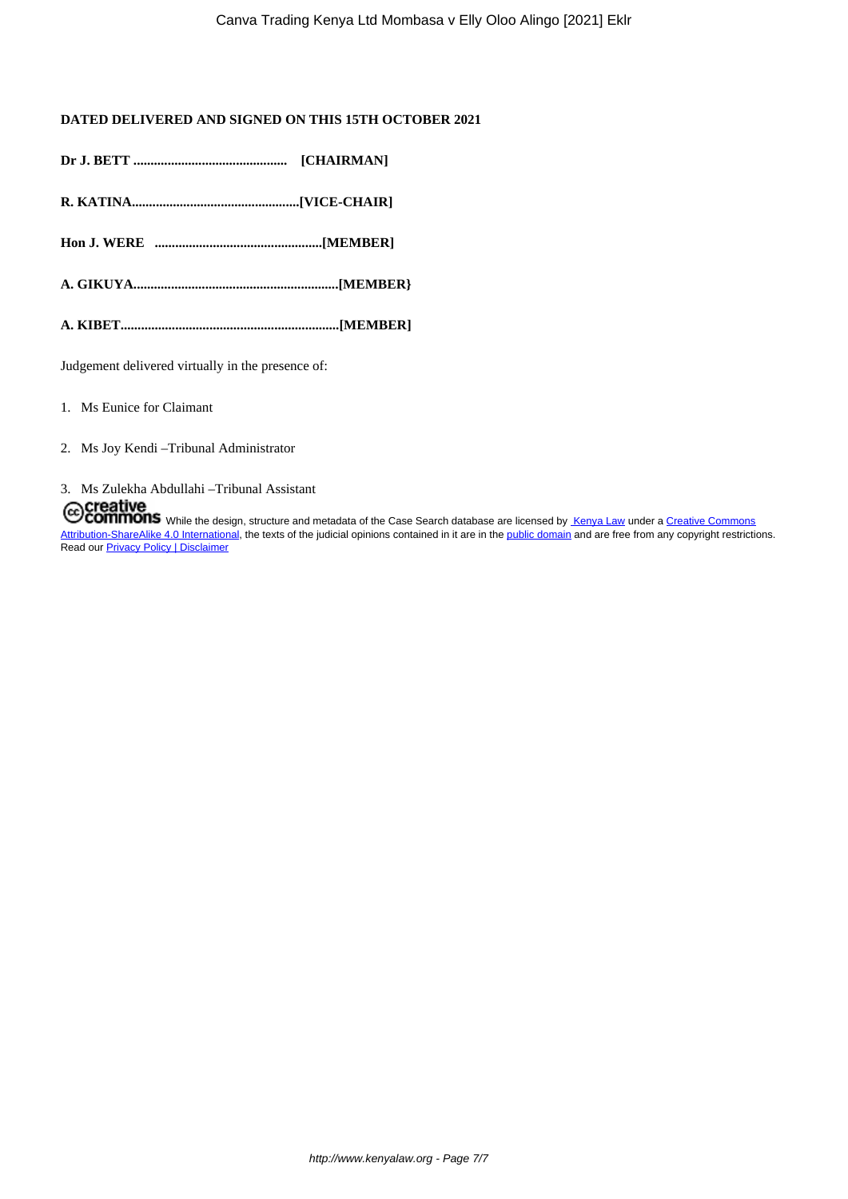**DATED DELIVERED AND SIGNED ON THIS 15TH OCTOBER 2021**

**Dr J. BETT ............................................ [CHAIRMAN]**

**R. KATINA.................................................[VICE-CHAIR]**

**Hon J. WERE .................................................[MEMBER]**

**A. GIKUYA...........................................................[MEMBER}**

**A. KIBET...............................................................[MEMBER]**

Judgement delivered virtually in the presence of:

1. Ms Eunice for Claimant
2. Ms Joy Kendi –Tribunal Administrator
3. Ms Zulekha Abdullahi –Tribunal Assistant

While the design, structure and metadata of the Case Search database are licensed by Kenya Law under a Creative Commons Attribution-ShareAlike 4.0 International, the texts of the judicial opinions contained in it are in the public domain and are free from any copyright restrictions. Read our Privacy Policy | Disclaimer